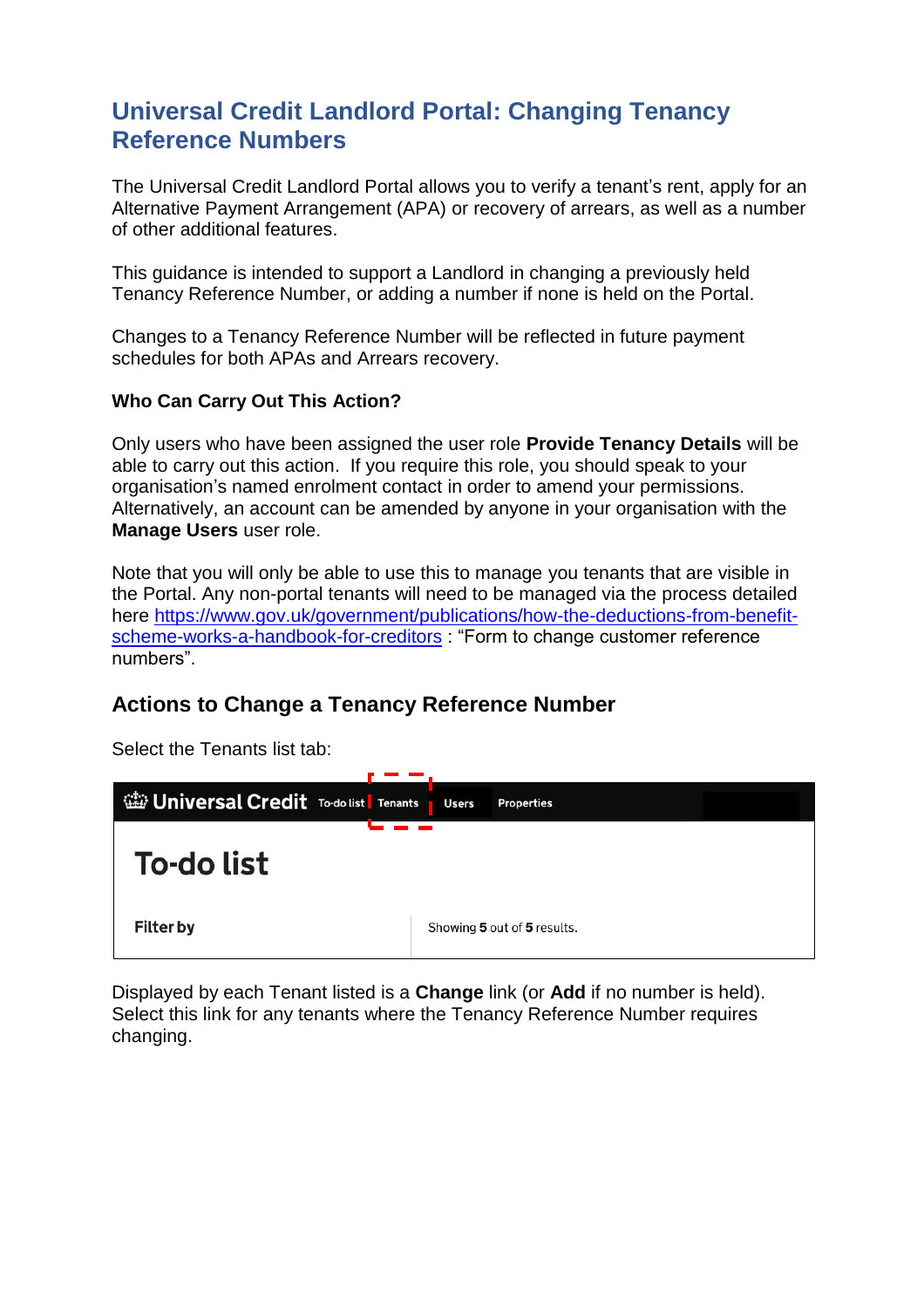# Universal Credit Landlord Portal: Changing Tenancy Reference Numbers

The Universal Credit Landlord Portal allows you to verify a tenant's rent, apply for an Alternative Payment Arrangement (APA) or recovery of arrears, as well as a number of other additional features.

This guidance is intended to support a Landlord in changing a previously held Tenancy Reference Number, or adding a number if none is held on the Portal.

Changes to a Tenancy Reference Number will be reflected in future payment schedules for both APAs and Arrears recovery.

**Who Can Carry Out This Action?**

Only users who have been assigned the user role **Provide Tenancy Details** will be able to carry out this action. If you require this role, you should speak to your organisation's named enrolment contact in order to amend your permissions. Alternatively, an account can be amended by anyone in your organisation with the **Manage Users** user role.

Note that you will only be able to use this to manage you tenants that are visible in the Portal. Any non-portal tenants will need to be managed via the process detailed here https://www.gov.uk/government/publications/how-the-deductions-from-benefit-scheme-works-a-handbook-for-creditors : "Form to change customer reference numbers".

## Actions to Change a Tenancy Reference Number

Select the Tenants list tab:

Universal Credit | To-do list | Tenants | Users | Properties

**To-do list**

**Filter by** | Showing **5** out of **5** results.

Displayed by each Tenant listed is a **Change** link (or **Add** if no number is held). Select this link for any tenants where the Tenancy Reference Number requires changing.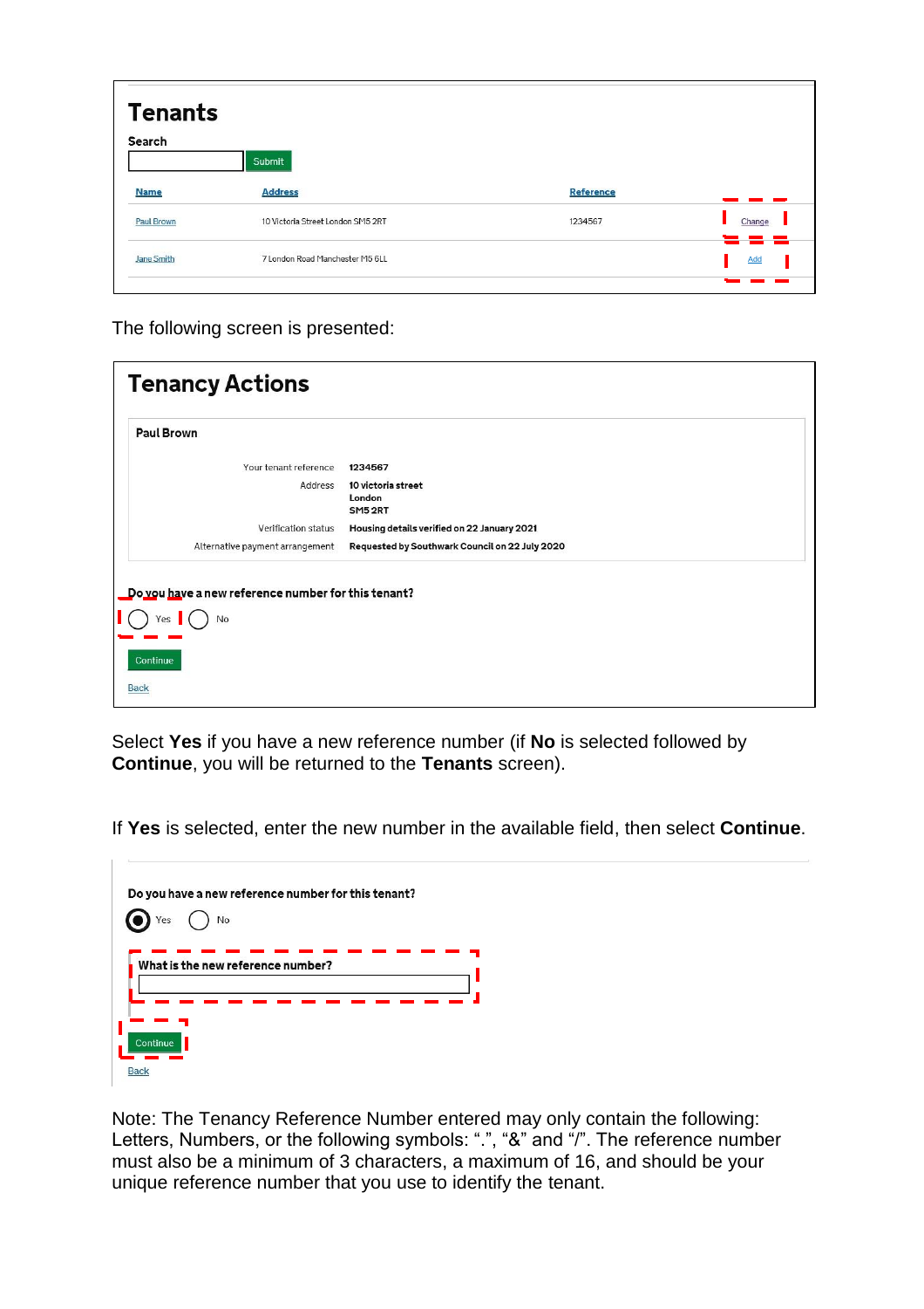## Tenants

Search

Submit

| Name | Address | Reference | |
|---|---|---|---|
| Paul Brown | 10 Victoria Street London SM5 2RT | 1234567 | Change |
| Jane Smith | 7 London Road Manchester M5 6LL | | Add |

The following screen is presented:

## Tenancy Actions

**Paul Brown**

| | |
|---|---|
| Your tenant reference | **1234567** |
| Address | **10 victoria street London SM5 2RT** |
| Verification status | **Housing details verified on 22 January 2021** |
| Alternative payment arrangement | **Requested by Southwark Council on 22 July 2020** |

**Do you have a new reference number for this tenant?**

Yes No

Continue

Back

Select **Yes** if you have a new reference number (if **No** is selected followed by **Continue**, you will be returned to the **Tenants** screen).

If **Yes** is selected, enter the new number in the available field, then select **Continue**.

**Do you have a new reference number for this tenant?**

Yes No

**What is the new reference number?**

Continue

Back

Note: The Tenancy Reference Number entered may only contain the following: Letters, Numbers, or the following symbols: ".", "&" and "/". The reference number must also be a minimum of 3 characters, a maximum of 16, and should be your unique reference number that you use to identify the tenant.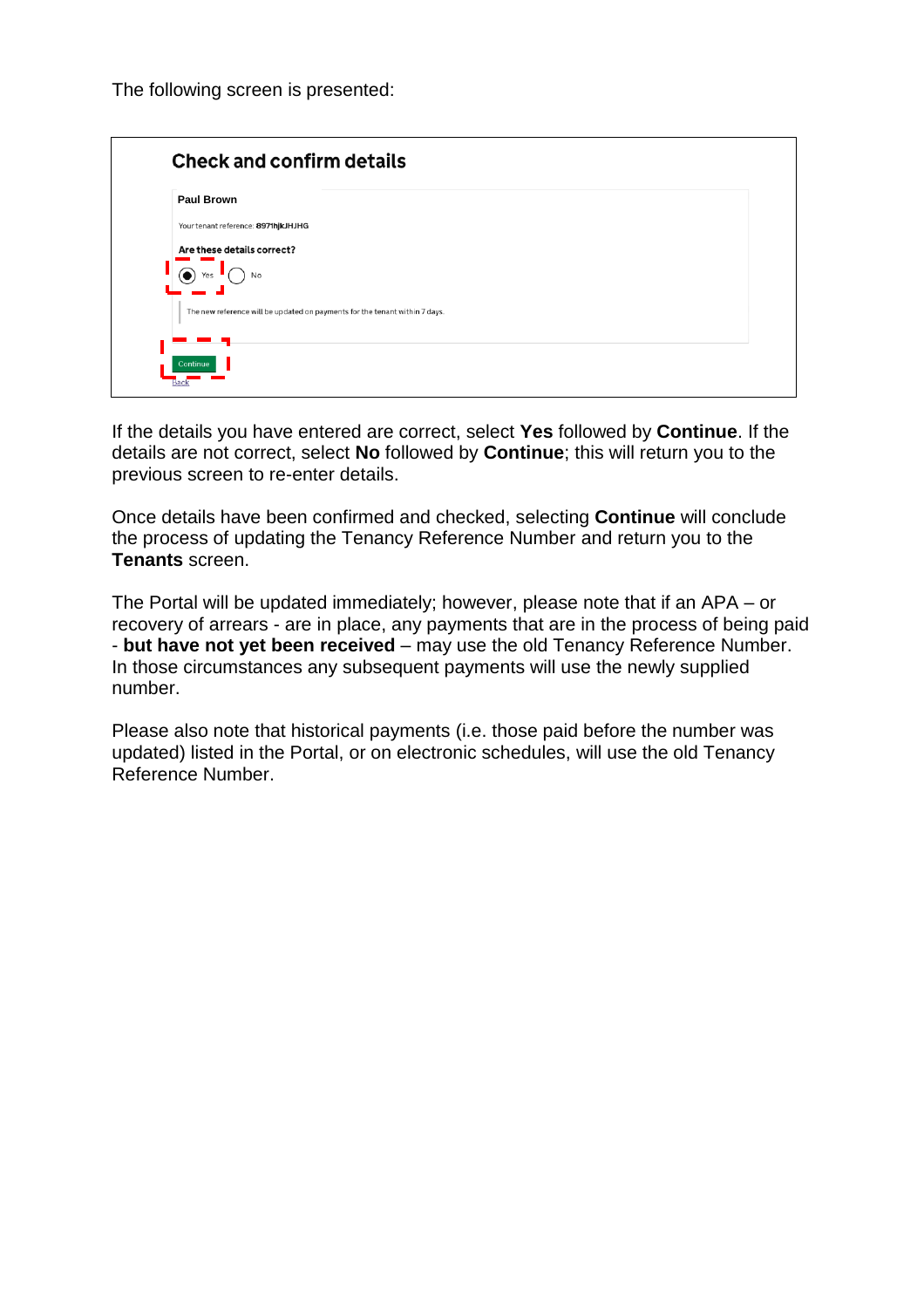The following screen is presented:

**Check and confirm details**

**Paul Brown**

Your tenant reference: **8971hjkJHJHG**

**Are these details correct?**

Yes No

The new reference will be updated on payments for the tenant within 7 days.

Continue

Back

If the details you have entered are correct, select **Yes** followed by **Continue**. If the details are not correct, select **No** followed by **Continue**; this will return you to the previous screen to re-enter details.

Once details have been confirmed and checked, selecting **Continue** will conclude the process of updating the Tenancy Reference Number and return you to the **Tenants** screen.

The Portal will be updated immediately; however, please note that if an APA – or recovery of arrears - are in place, any payments that are in the process of being paid - **but have not yet been received** – may use the old Tenancy Reference Number. In those circumstances any subsequent payments will use the newly supplied number.

Please also note that historical payments (i.e. those paid before the number was updated) listed in the Portal, or on electronic schedules, will use the old Tenancy Reference Number.